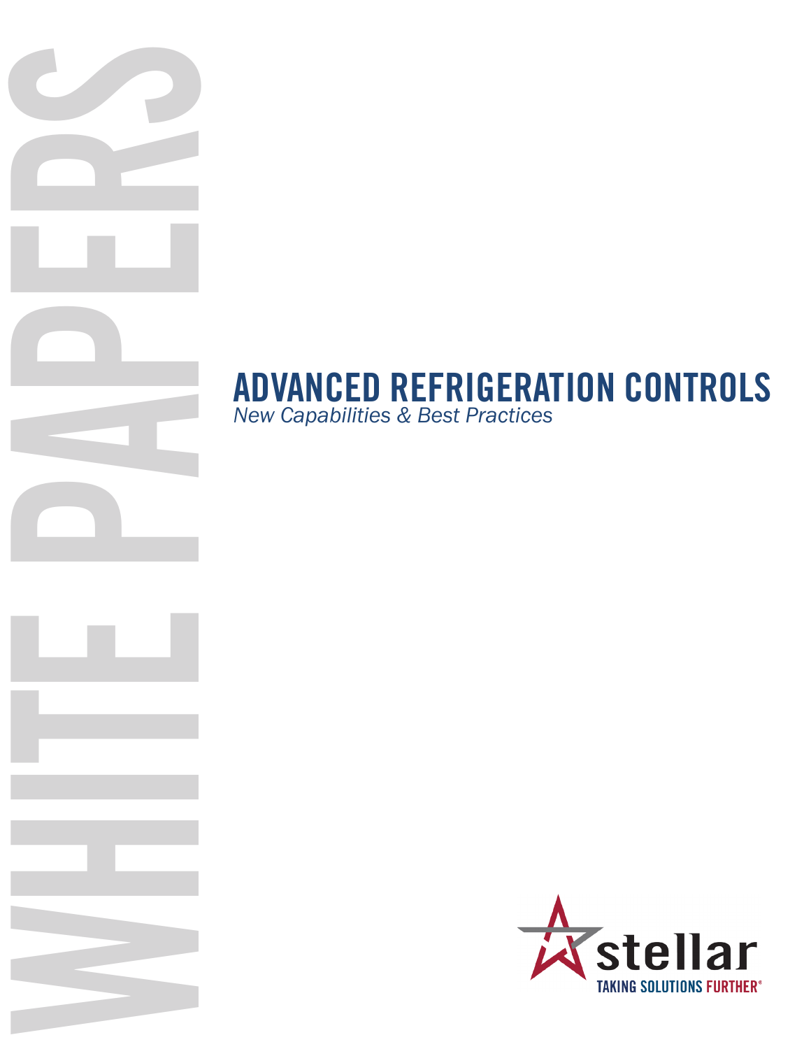WHITE PAPERS

# ADVANCED REFRIGERATION CONTROLS

*New Capabilities & Best Practices*

stellar

TAKING SOLUTIONS FURTHER®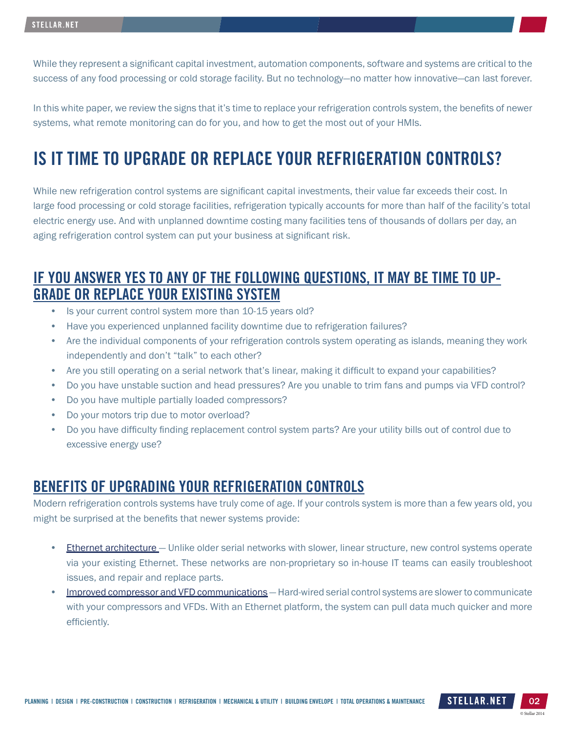While they represent a significant capital investment, automation components, software and systems are critical to the success of any food processing or cold storage facility. But no technology—no matter how innovative—can last forever.

In this white paper, we review the signs that it's time to replace your refrigeration controls system, the benefits of newer systems, what remote monitoring can do for you, and how to get the most out of your HMIs.

# IS IT TIME TO UPGRADE OR REPLACE YOUR REFRIGERATION CONTROLS?

While new refrigeration control systems are significant capital investments, their value far exceeds their cost. In large food processing or cold storage facilities, refrigeration typically accounts for more than half of the facility's total electric energy use. And with unplanned downtime costing many facilities tens of thousands of dollars per day, an aging refrigeration control system can put your business at significant risk.

## IF YOU ANSWER YES TO ANY OF THE FOLLOWING QUESTIONS, IT MAY BE TIME TO UPGRADE OR REPLACE YOUR EXISTING SYSTEM

- Is your current control system more than 10-15 years old?
- Have you experienced unplanned facility downtime due to refrigeration failures?
- Are the individual components of your refrigeration controls system operating as islands, meaning they work independently and don't "talk" to each other?
- Are you still operating on a serial network that's linear, making it difficult to expand your capabilities?
- Do you have unstable suction and head pressures? Are you unable to trim fans and pumps via VFD control?
- Do you have multiple partially loaded compressors?
- Do your motors trip due to motor overload?
- Do you have difficulty finding replacement control system parts? Are your utility bills out of control due to excessive energy use?

## BENEFITS OF UPGRADING YOUR REFRIGERATION CONTROLS

Modern refrigeration controls systems have truly come of age. If your controls system is more than a few years old, you might be surprised at the benefits that newer systems provide:

- Ethernet architecture — Unlike older serial networks with slower, linear structure, new control systems operate via your existing Ethernet. These networks are non-proprietary so in-house IT teams can easily troubleshoot issues, and repair and replace parts.
- Improved compressor and VFD communications — Hard-wired serial control systems are slower to communicate with your compressors and VFDs. With an Ethernet platform, the system can pull data much quicker and more efficiently.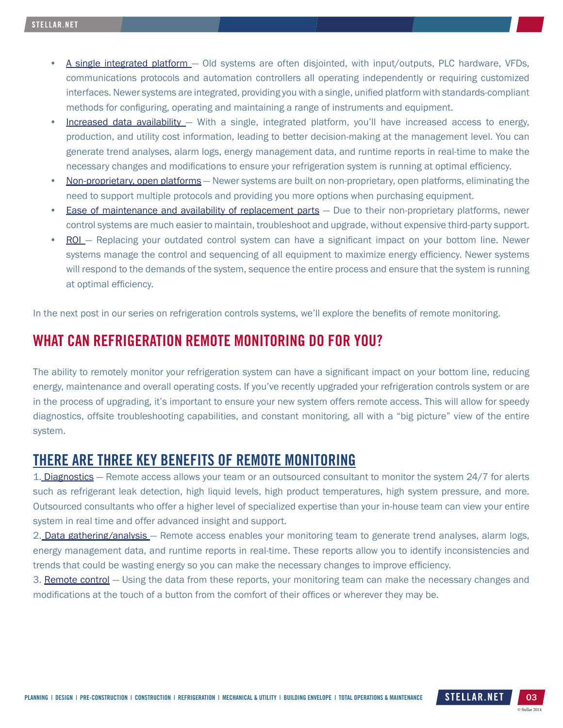- A single integrated platform — Old systems are often disjointed, with input/outputs, PLC hardware, VFDs, communications protocols and automation controllers all operating independently or requiring customized interfaces. Newer systems are integrated, providing you with a single, unified platform with standards-compliant methods for configuring, operating and maintaining a range of instruments and equipment.
- Increased data availability — With a single, integrated platform, you'll have increased access to energy, production, and utility cost information, leading to better decision-making at the management level. You can generate trend analyses, alarm logs, energy management data, and runtime reports in real-time to make the necessary changes and modifications to ensure your refrigeration system is running at optimal efficiency.
- Non-proprietary, open platforms — Newer systems are built on non-proprietary, open platforms, eliminating the need to support multiple protocols and providing you more options when purchasing equipment.
- Ease of maintenance and availability of replacement parts — Due to their non-proprietary platforms, newer control systems are much easier to maintain, troubleshoot and upgrade, without expensive third-party support.
- ROI — Replacing your outdated control system can have a significant impact on your bottom line. Newer systems manage the control and sequencing of all equipment to maximize energy efficiency. Newer systems will respond to the demands of the system, sequence the entire process and ensure that the system is running at optimal efficiency.

In the next post in our series on refrigeration controls systems, we'll explore the benefits of remote monitoring.

## WHAT CAN REFRIGERATION REMOTE MONITORING DO FOR YOU?

The ability to remotely monitor your refrigeration system can have a significant impact on your bottom line, reducing energy, maintenance and overall operating costs. If you've recently upgraded your refrigeration controls system or are in the process of upgrading, it's important to ensure your new system offers remote access. This will allow for speedy diagnostics, offsite troubleshooting capabilities, and constant monitoring, all with a "big picture" view of the entire system.

## THERE ARE THREE KEY BENEFITS OF REMOTE MONITORING

1. Diagnostics — Remote access allows your team or an outsourced consultant to monitor the system 24/7 for alerts such as refrigerant leak detection, high liquid levels, high product temperatures, high system pressure, and more. Outsourced consultants who offer a higher level of specialized expertise than your in-house team can view your entire system in real time and offer advanced insight and support.
2. Data gathering/analysis — Remote access enables your monitoring team to generate trend analyses, alarm logs, energy management data, and runtime reports in real-time. These reports allow you to identify inconsistencies and trends that could be wasting energy so you can make the necessary changes to improve efficiency.
3. Remote control — Using the data from these reports, your monitoring team can make the necessary changes and modifications at the touch of a button from the comfort of their offices or wherever they may be.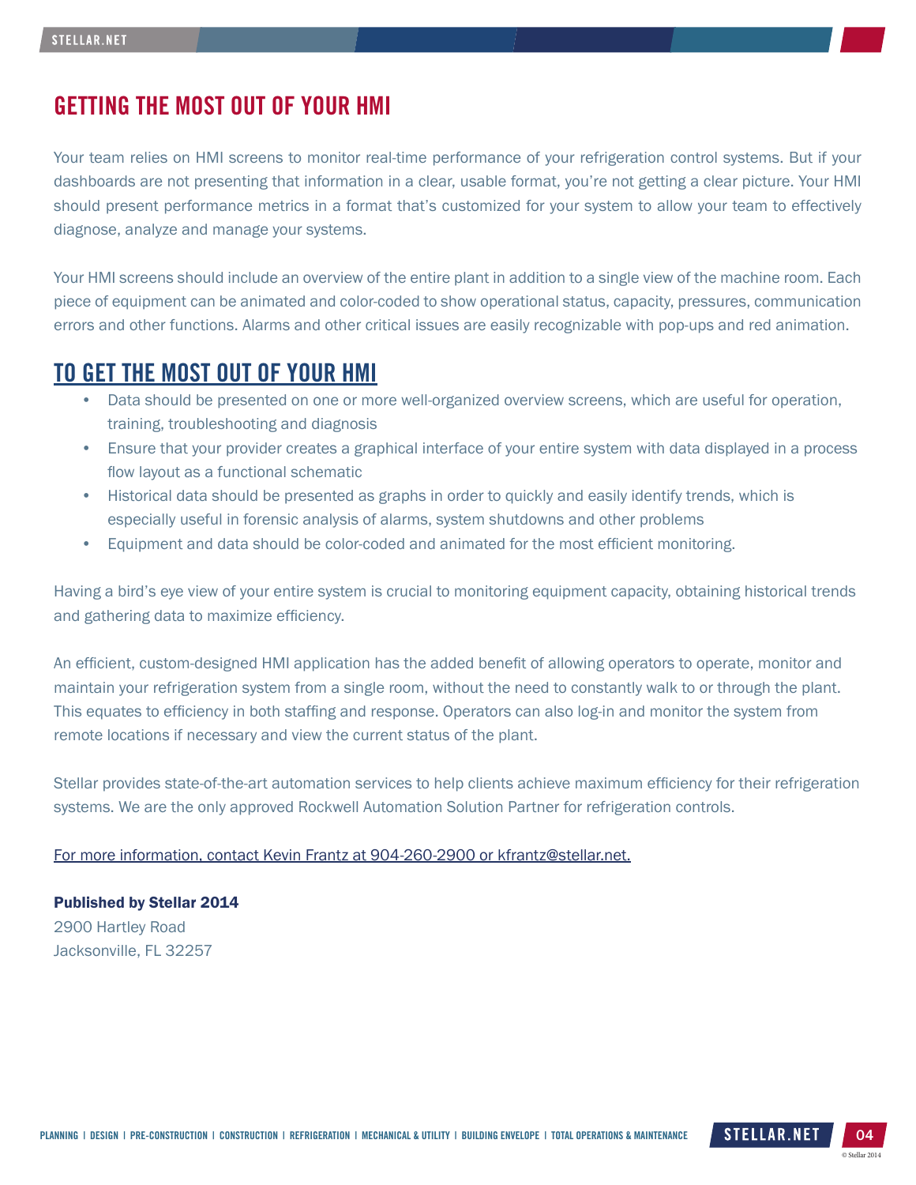# GETTING THE MOST OUT OF YOUR HMI

Your team relies on HMI screens to monitor real-time performance of your refrigeration control systems. But if your dashboards are not presenting that information in a clear, usable format, you're not getting a clear picture. Your HMI should present performance metrics in a format that's customized for your system to allow your team to effectively diagnose, analyze and manage your systems.

Your HMI screens should include an overview of the entire plant in addition to a single view of the machine room. Each piece of equipment can be animated and color-coded to show operational status, capacity, pressures, communication errors and other functions. Alarms and other critical issues are easily recognizable with pop-ups and red animation.

## TO GET THE MOST OUT OF YOUR HMI

- Data should be presented on one or more well-organized overview screens, which are useful for operation, training, troubleshooting and diagnosis
- Ensure that your provider creates a graphical interface of your entire system with data displayed in a process flow layout as a functional schematic
- Historical data should be presented as graphs in order to quickly and easily identify trends, which is especially useful in forensic analysis of alarms, system shutdowns and other problems
- Equipment and data should be color-coded and animated for the most efficient monitoring.

Having a bird's eye view of your entire system is crucial to monitoring equipment capacity, obtaining historical trends and gathering data to maximize efficiency.

An efficient, custom-designed HMI application has the added benefit of allowing operators to operate, monitor and maintain your refrigeration system from a single room, without the need to constantly walk to or through the plant. This equates to efficiency in both staffing and response. Operators can also log-in and monitor the system from remote locations if necessary and view the current status of the plant.

Stellar provides state-of-the-art automation services to help clients achieve maximum efficiency for their refrigeration systems. We are the only approved Rockwell Automation Solution Partner for refrigeration controls.

For more information, contact Kevin Frantz at 904-260-2900 or kfrantz@stellar.net.

**Published by Stellar 2014**
2900 Hartley Road
Jacksonville, FL 32257